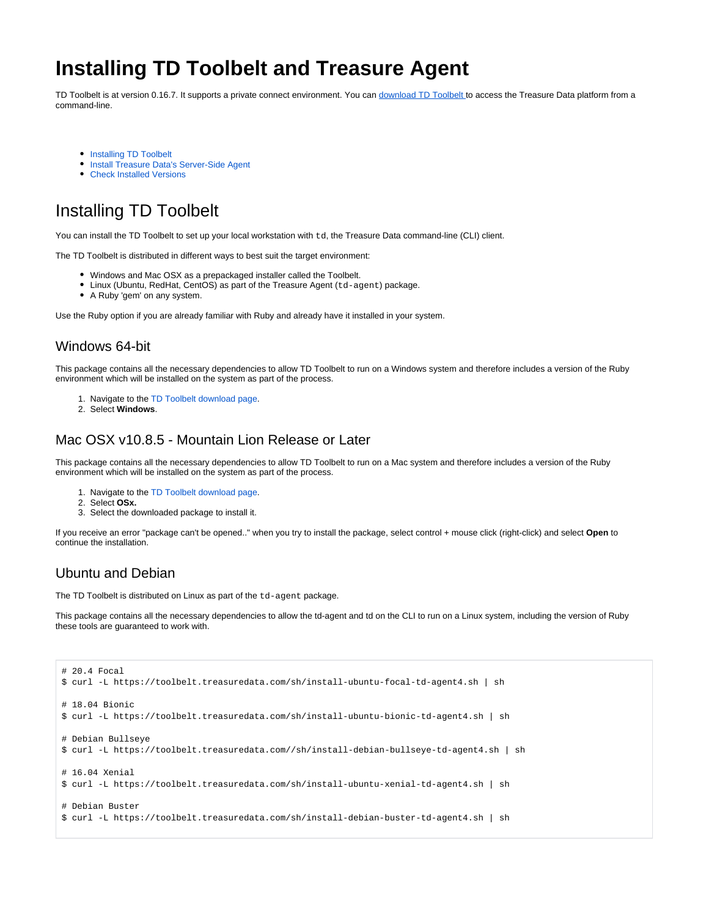# Installing TD Toolbelt and Treasure Agent

TD Toolbelt is at version 0.16.7. It supports a private connect environment. You can [download TD Toolbelt](#) to access the Treasure Data platform from a command-line.

- [Installing TD Toolbelt](#)
- [Install Treasure Data's Server-Side Agent](#)
- [Check Installed Versions](#)

## Installing TD Toolbelt

You can install the TD Toolbelt to set up your local workstation with `td`, the Treasure Data command-line (CLI) client.

The TD Toolbelt is distributed in different ways to best suit the target environment:

- Windows and Mac OSX as a prepackaged installer called the Toolbelt.
- Linux (Ubuntu, RedHat, CentOS) as part of the Treasure Agent (`td-agent`) package.
- A Ruby 'gem' on any system.

Use the Ruby option if you are already familiar with Ruby and already have it installed in your system.

### Windows 64-bit

This package contains all the necessary dependencies to allow TD Toolbelt to run on a Windows system and therefore includes a version of the Ruby environment which will be installed on the system as part of the process.

1. Navigate to the [TD Toolbelt download page](#).
2. Select **Windows**.

### Mac OSX v10.8.5 - Mountain Lion Release or Later

This package contains all the necessary dependencies to allow TD Toolbelt to run on a Mac system and therefore includes a version of the Ruby environment which will be installed on the system as part of the process.

1. Navigate to the [TD Toolbelt download page](#).
2. Select **OSx.**
3. Select the downloaded package to install it.

If you receive an error "package can't be opened.." when you try to install the package, select control + mouse click (right-click) and select **Open** to continue the installation.

### Ubuntu and Debian

The TD Toolbelt is distributed on Linux as part of the `td-agent` package.

This package contains all the necessary dependencies to allow the td-agent and td on the CLI to run on a Linux system, including the version of Ruby these tools are guaranteed to work with.

```
# 20.4 Focal
$ curl -L https://toolbelt.treasuredata.com/sh/install-ubuntu-focal-td-agent4.sh | sh

# 18.04 Bionic
$ curl -L https://toolbelt.treasuredata.com/sh/install-ubuntu-bionic-td-agent4.sh | sh

# Debian Bullseye
$ curl -L https://toolbelt.treasuredata.com//sh/install-debian-bullseye-td-agent4.sh | sh

# 16.04 Xenial
$ curl -L https://toolbelt.treasuredata.com/sh/install-ubuntu-xenial-td-agent4.sh | sh

# Debian Buster
$ curl -L https://toolbelt.treasuredata.com/sh/install-debian-buster-td-agent4.sh | sh
```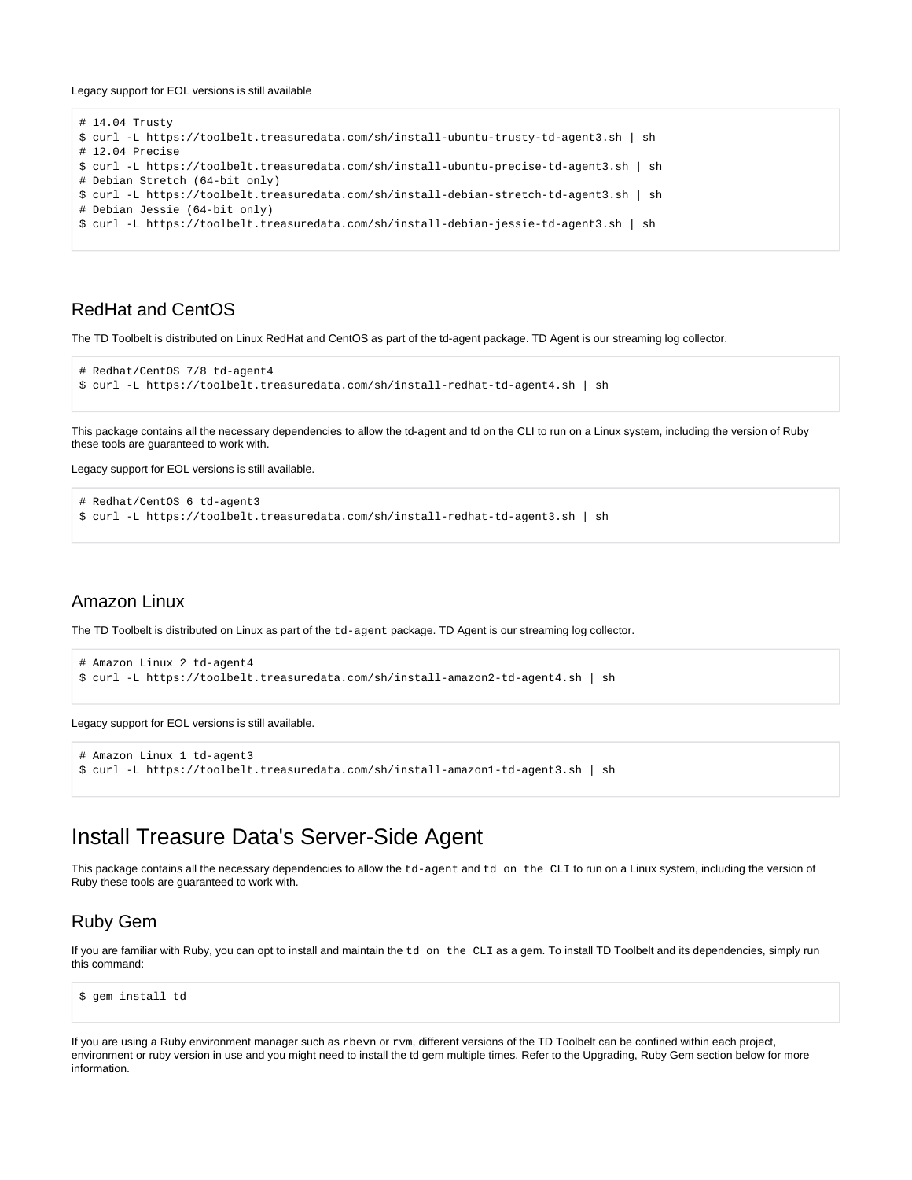Legacy support for EOL versions is still available

```
# 14.04 Trusty
$ curl -L https://toolbelt.treasuredata.com/sh/install-ubuntu-trusty-td-agent3.sh | sh
# 12.04 Precise
$ curl -L https://toolbelt.treasuredata.com/sh/install-ubuntu-precise-td-agent3.sh | sh
# Debian Stretch (64-bit only)
$ curl -L https://toolbelt.treasuredata.com/sh/install-debian-stretch-td-agent3.sh | sh
# Debian Jessie (64-bit only)
$ curl -L https://toolbelt.treasuredata.com/sh/install-debian-jessie-td-agent3.sh | sh
```

## RedHat and CentOS

The TD Toolbelt is distributed on Linux RedHat and CentOS as part of the td-agent package. TD Agent is our streaming log collector.

```
# Redhat/CentOS 7/8 td-agent4
$ curl -L https://toolbelt.treasuredata.com/sh/install-redhat-td-agent4.sh | sh
```

This package contains all the necessary dependencies to allow the td-agent and td on the CLI to run on a Linux system, including the version of Ruby these tools are guaranteed to work with.

Legacy support for EOL versions is still available.

```
# Redhat/CentOS 6 td-agent3
$ curl -L https://toolbelt.treasuredata.com/sh/install-redhat-td-agent3.sh | sh
```

## Amazon Linux

The TD Toolbelt is distributed on Linux as part of the `td-agent` package. TD Agent is our streaming log collector.

```
# Amazon Linux 2 td-agent4
$ curl -L https://toolbelt.treasuredata.com/sh/install-amazon2-td-agent4.sh | sh
```

Legacy support for EOL versions is still available.

```
# Amazon Linux 1 td-agent3
$ curl -L https://toolbelt.treasuredata.com/sh/install-amazon1-td-agent3.sh | sh
```

# Install Treasure Data's Server-Side Agent

This package contains all the necessary dependencies to allow the `td-agent` and `td on the CLI` to run on a Linux system, including the version of Ruby these tools are guaranteed to work with.

## Ruby Gem

If you are familiar with Ruby, you can opt to install and maintain the `td on the CLI` as a gem. To install TD Toolbelt and its dependencies, simply run this command:

```
$ gem install td
```

If you are using a Ruby environment manager such as `rbevn` or `rvm`, different versions of the TD Toolbelt can be confined within each project, environment or ruby version in use and you might need to install the td gem multiple times. Refer to the Upgrading, Ruby Gem section below for more information.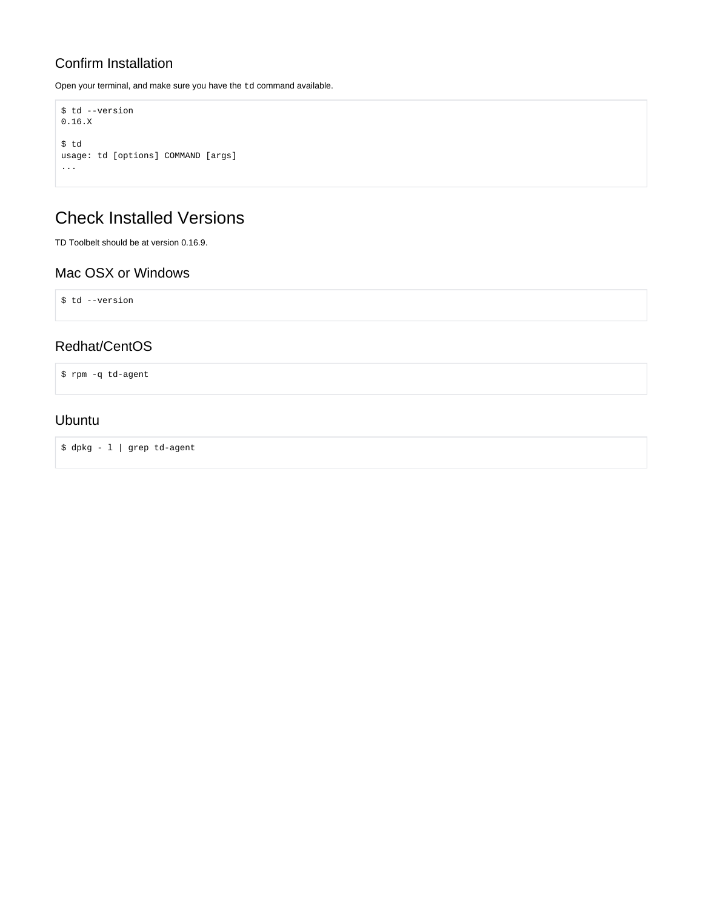### Confirm Installation

Open your terminal, and make sure you have the `td` command available.

```
$ td --version
0.16.X

$ td
usage: td [options] COMMAND [args]
...
```

## Check Installed Versions

TD Toolbelt should be at version 0.16.9.

### Mac OSX or Windows

```
$ td --version
```

### Redhat/CentOS

```
$ rpm -q td-agent
```

### Ubuntu

```
$ dpkg - l | grep td-agent
```